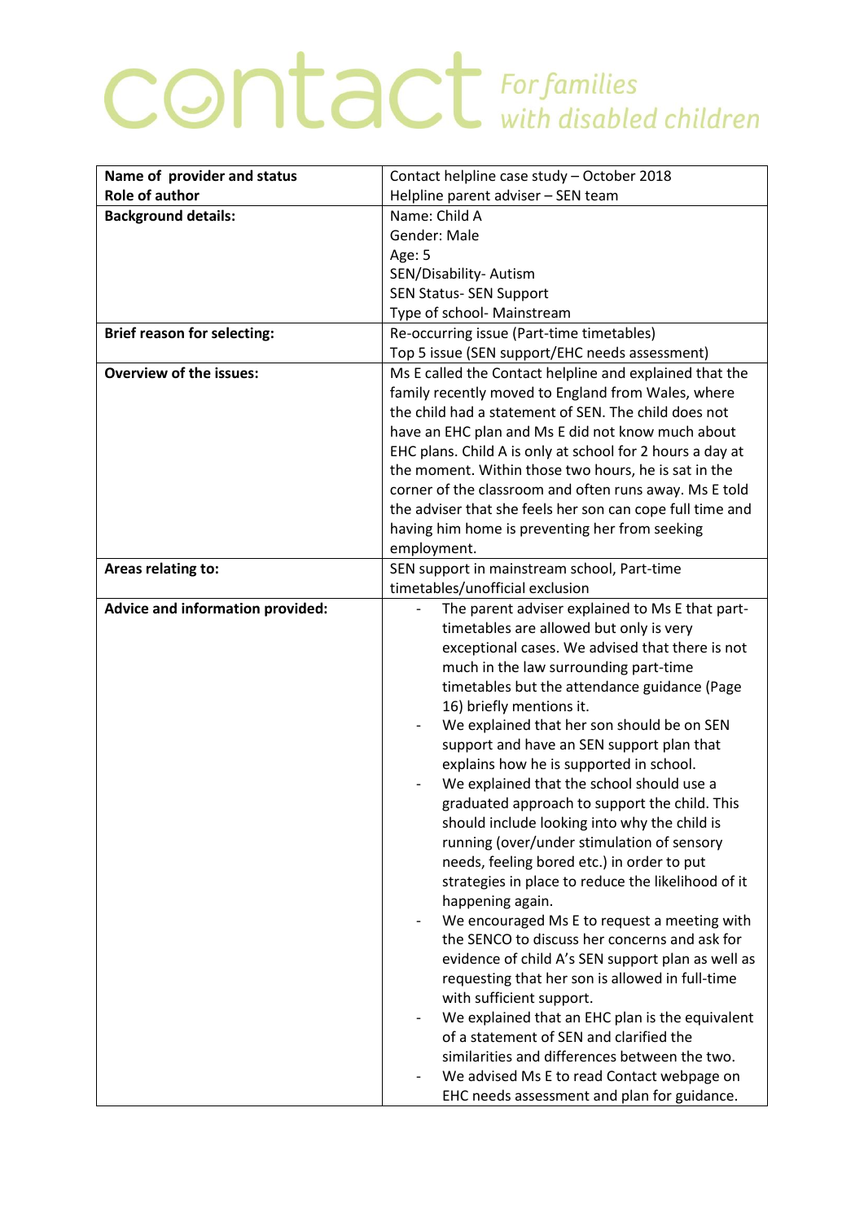# contact *For families with disabled children*

| Name of provider and status<br>Role of author | Contact helpline case study – October 2018<br>Helpline parent adviser – SEN team |
|---|---|
| **Background details:** | Name: Child A<br>Gender: Male<br>Age: 5<br>SEN/Disability- Autism<br>SEN Status- SEN Support<br>Type of school- Mainstream |
| **Brief reason for selecting:** | Re-occurring issue (Part-time timetables)<br>Top 5 issue (SEN support/EHC needs assessment) |
| **Overview of the issues:** | Ms E called the Contact helpline and explained that the family recently moved to England from Wales, where the child had a statement of SEN. The child does not have an EHC plan and Ms E did not know much about EHC plans. Child A is only at school for 2 hours a day at the moment. Within those two hours, he is sat in the corner of the classroom and often runs away. Ms E told the adviser that she feels her son can cope full time and having him home is preventing her from seeking employment. |
| **Areas relating to:** | SEN support in mainstream school, Part-time timetables/unofficial exclusion |
| **Advice and information provided:** | - The parent adviser explained to Ms E that part-timetables are allowed but only is very exceptional cases. We advised that there is not much in the law surrounding part-time timetables but the attendance guidance (Page 16) briefly mentions it.<br>- We explained that her son should be on SEN support and have an SEN support plan that explains how he is supported in school.<br>- We explained that the school should use a graduated approach to support the child. This should include looking into why the child is running (over/under stimulation of sensory needs, feeling bored etc.) in order to put strategies in place to reduce the likelihood of it happening again.<br>- We encouraged Ms E to request a meeting with the SENCO to discuss her concerns and ask for evidence of child A's SEN support plan as well as requesting that her son is allowed in full-time with sufficient support.<br>- We explained that an EHC plan is the equivalent of a statement of SEN and clarified the similarities and differences between the two.<br>- We advised Ms E to read Contact webpage on EHC needs assessment and plan for guidance. |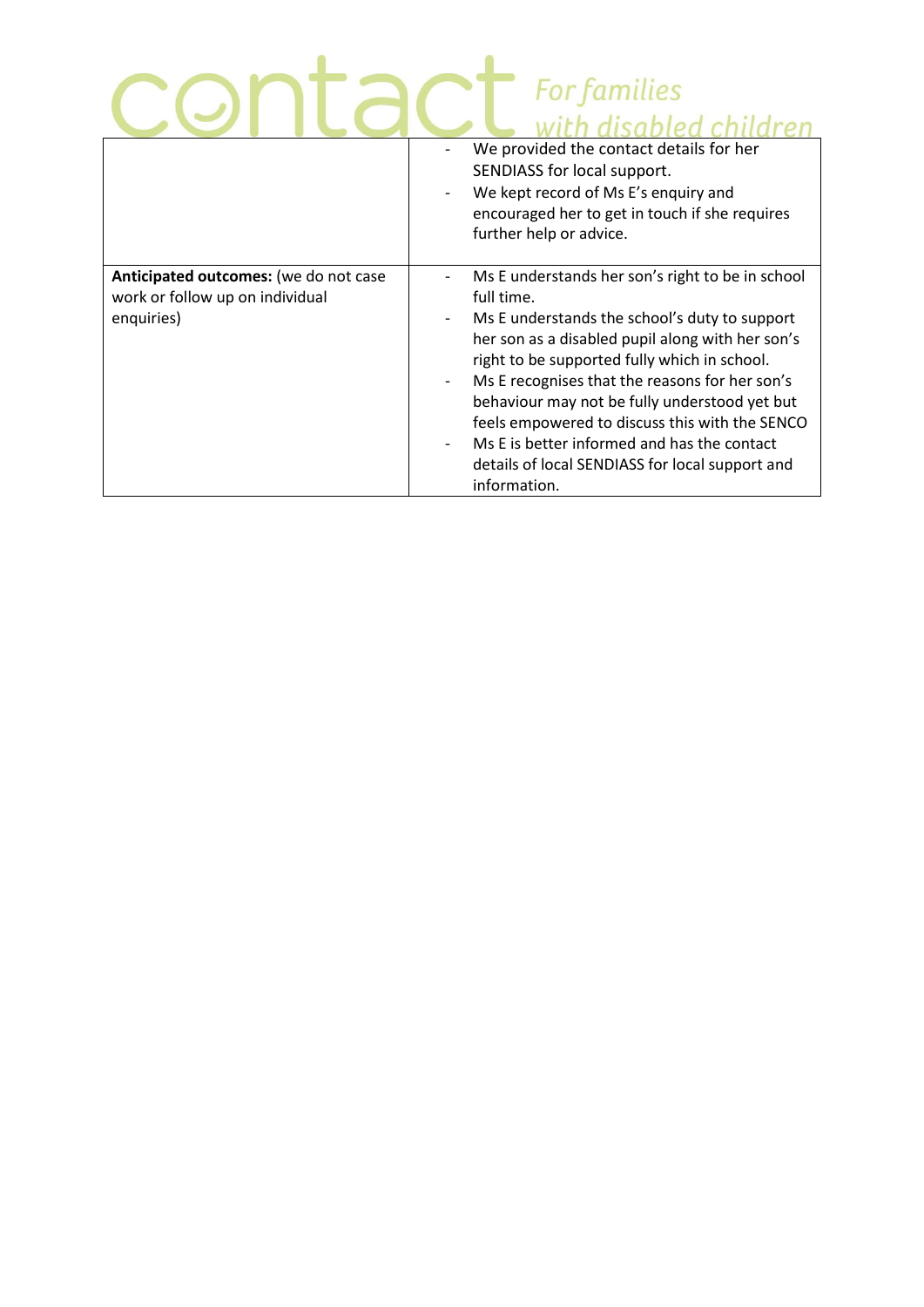| | |
|---|---|
| | - We provided the contact details for her SENDIASS for local support.<br>- We kept record of Ms E's enquiry and encouraged her to get in touch if she requires further help or advice. |
| **Anticipated outcomes:** (we do not case work or follow up on individual enquiries) | - Ms E understands her son's right to be in school full time.<br>- Ms E understands the school's duty to support her son as a disabled pupil along with her son's right to be supported fully which in school.<br>- Ms E recognises that the reasons for her son's behaviour may not be fully understood yet but feels empowered to discuss this with the SENCO<br>- Ms E is better informed and has the contact details of local SENDIASS for local support and information. |